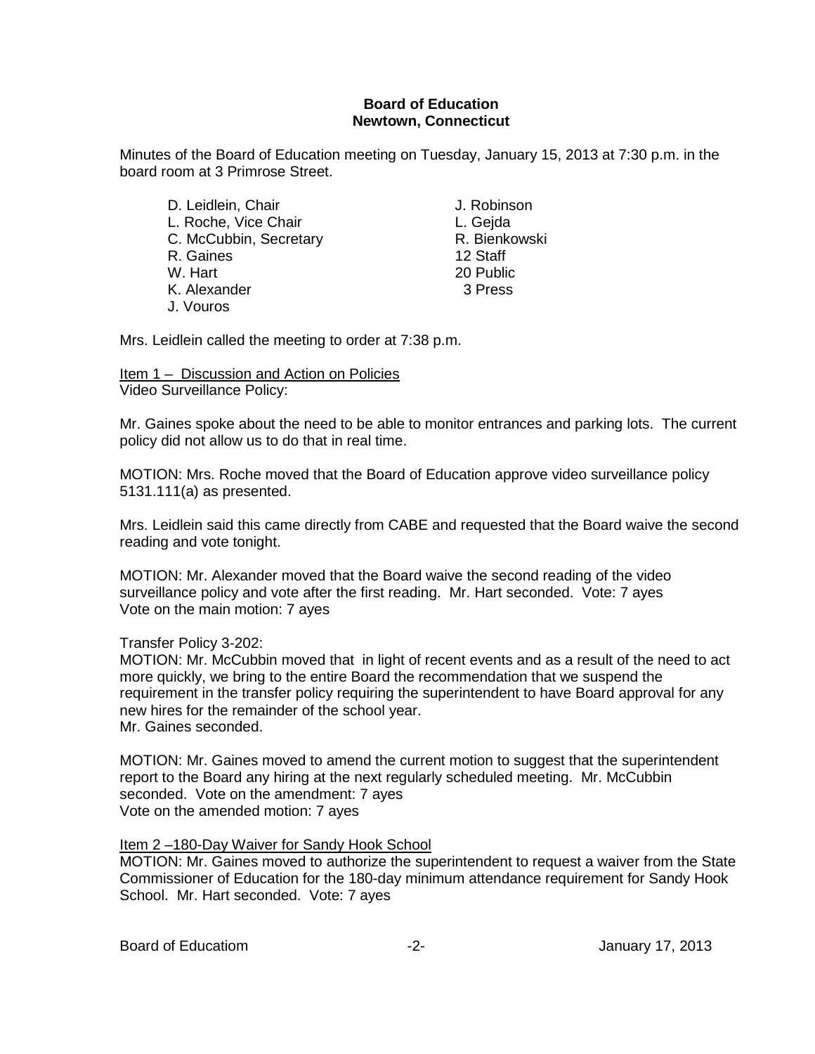**Board of Education**
**Newtown, Connecticut**

Minutes of the Board of Education meeting on Tuesday, January 15, 2013 at 7:30 p.m. in the board room at 3 Primrose Street.

D. Leidlein, Chair
L. Roche, Vice Chair
C. McCubbin, Secretary
R. Gaines
W. Hart
K. Alexander
J. Vouros
J. Robinson
L. Gejda
R. Bienkowski
12 Staff
20 Public
3 Press

Mrs. Leidlein called the meeting to order at 7:38 p.m.

Item 1 – Discussion and Action on Policies
Video Surveillance Policy:

Mr. Gaines spoke about the need to be able to monitor entrances and parking lots. The current policy did not allow us to do that in real time.

MOTION: Mrs. Roche moved that the Board of Education approve video surveillance policy 5131.111(a) as presented.

Mrs. Leidlein said this came directly from CABE and requested that the Board waive the second reading and vote tonight.

MOTION: Mr. Alexander moved that the Board waive the second reading of the video surveillance policy and vote after the first reading. Mr. Hart seconded. Vote: 7 ayes
Vote on the main motion: 7 ayes

Transfer Policy 3-202:
MOTION: Mr. McCubbin moved that in light of recent events and as a result of the need to act more quickly, we bring to the entire Board the recommendation that we suspend the requirement in the transfer policy requiring the superintendent to have Board approval for any new hires for the remainder of the school year.
Mr. Gaines seconded.

MOTION: Mr. Gaines moved to amend the current motion to suggest that the superintendent report to the Board any hiring at the next regularly scheduled meeting. Mr. McCubbin seconded. Vote on the amendment: 7 ayes
Vote on the amended motion: 7 ayes

Item 2 –180-Day Waiver for Sandy Hook School
MOTION: Mr. Gaines moved to authorize the superintendent to request a waiver from the State Commissioner of Education for the 180-day minimum attendance requirement for Sandy Hook School. Mr. Hart seconded. Vote: 7 ayes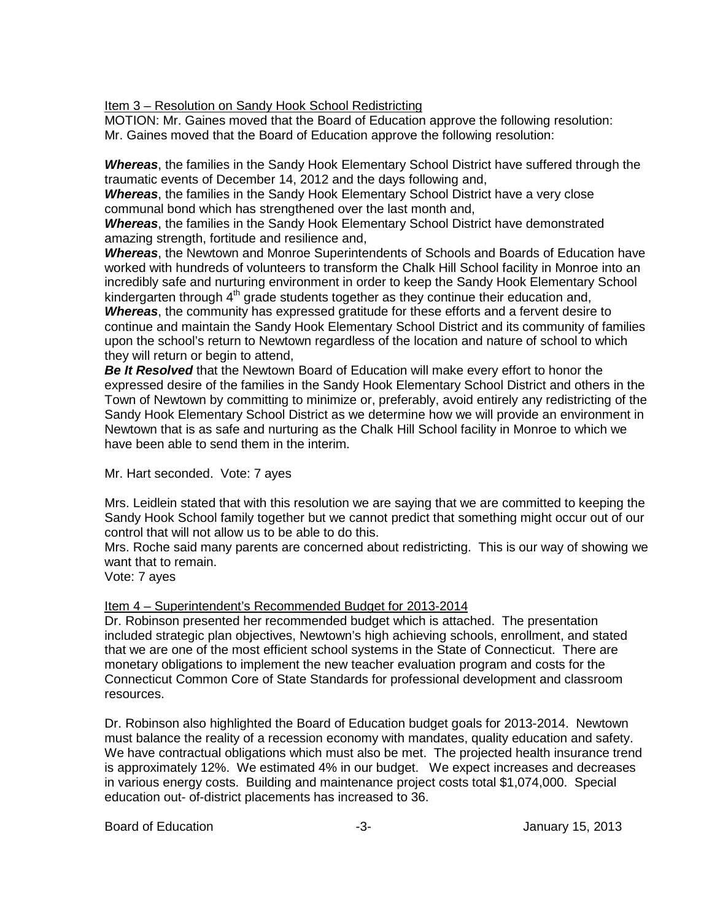Item 3 – Resolution on Sandy Hook School Redistricting

MOTION: Mr. Gaines moved that the Board of Education approve the following resolution:
Mr. Gaines moved that the Board of Education approve the following resolution:

***Whereas***, the families in the Sandy Hook Elementary School District have suffered through the traumatic events of December 14, 2012 and the days following and,
***Whereas***, the families in the Sandy Hook Elementary School District have a very close communal bond which has strengthened over the last month and,
***Whereas***, the families in the Sandy Hook Elementary School District have demonstrated amazing strength, fortitude and resilience and,
***Whereas***, the Newtown and Monroe Superintendents of Schools and Boards of Education have worked with hundreds of volunteers to transform the Chalk Hill School facility in Monroe into an incredibly safe and nurturing environment in order to keep the Sandy Hook Elementary School kindergarten through 4th grade students together as they continue their education and,
***Whereas***, the community has expressed gratitude for these efforts and a fervent desire to continue and maintain the Sandy Hook Elementary School District and its community of families upon the school's return to Newtown regardless of the location and nature of school to which they will return or begin to attend,
***Be It Resolved*** that the Newtown Board of Education will make every effort to honor the expressed desire of the families in the Sandy Hook Elementary School District and others in the Town of Newtown by committing to minimize or, preferably, avoid entirely any redistricting of the Sandy Hook Elementary School District as we determine how we will provide an environment in Newtown that is as safe and nurturing as the Chalk Hill School facility in Monroe to which we have been able to send them in the interim.

Mr. Hart seconded. Vote: 7 ayes

Mrs. Leidlein stated that with this resolution we are saying that we are committed to keeping the Sandy Hook School family together but we cannot predict that something might occur out of our control that will not allow us to be able to do this.
Mrs. Roche said many parents are concerned about redistricting. This is our way of showing we want that to remain.
Vote: 7 ayes

Item 4 – Superintendent's Recommended Budget for 2013-2014

Dr. Robinson presented her recommended budget which is attached. The presentation included strategic plan objectives, Newtown's high achieving schools, enrollment, and stated that we are one of the most efficient school systems in the State of Connecticut. There are monetary obligations to implement the new teacher evaluation program and costs for the Connecticut Common Core of State Standards for professional development and classroom resources.

Dr. Robinson also highlighted the Board of Education budget goals for 2013-2014. Newtown must balance the reality of a recession economy with mandates, quality education and safety. We have contractual obligations which must also be met. The projected health insurance trend is approximately 12%. We estimated 4% in our budget. We expect increases and decreases in various energy costs. Building and maintenance project costs total $1,074,000. Special education out- of-district placements has increased to 36.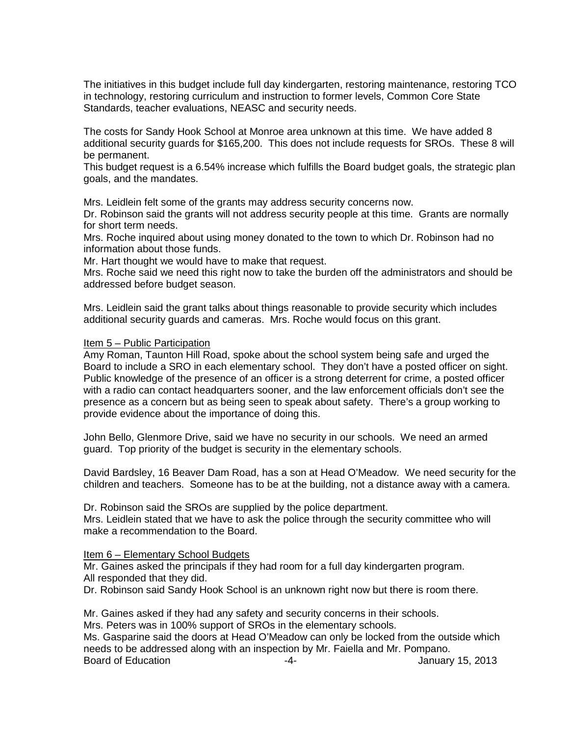The initiatives in this budget include full day kindergarten, restoring maintenance, restoring TCO in technology, restoring curriculum and instruction to former levels, Common Core State Standards, teacher evaluations, NEASC and security needs.

The costs for Sandy Hook School at Monroe area unknown at this time. We have added 8 additional security guards for $165,200. This does not include requests for SROs. These 8 will be permanent.
This budget request is a 6.54% increase which fulfills the Board budget goals, the strategic plan goals, and the mandates.

Mrs. Leidlein felt some of the grants may address security concerns now.
Dr. Robinson said the grants will not address security people at this time. Grants are normally for short term needs.
Mrs. Roche inquired about using money donated to the town to which Dr. Robinson had no information about those funds.
Mr. Hart thought we would have to make that request.
Mrs. Roche said we need this right now to take the burden off the administrators and should be addressed before budget season.

Mrs. Leidlein said the grant talks about things reasonable to provide security which includes additional security guards and cameras. Mrs. Roche would focus on this grant.

Item 5 – Public Participation
Amy Roman, Taunton Hill Road, spoke about the school system being safe and urged the Board to include a SRO in each elementary school. They don't have a posted officer on sight. Public knowledge of the presence of an officer is a strong deterrent for crime, a posted officer with a radio can contact headquarters sooner, and the law enforcement officials don't see the presence as a concern but as being seen to speak about safety. There's a group working to provide evidence about the importance of doing this.

John Bello, Glenmore Drive, said we have no security in our schools. We need an armed guard. Top priority of the budget is security in the elementary schools.

David Bardsley, 16 Beaver Dam Road, has a son at Head O'Meadow. We need security for the children and teachers. Someone has to be at the building, not a distance away with a camera.

Dr. Robinson said the SROs are supplied by the police department.
Mrs. Leidlein stated that we have to ask the police through the security committee who will make a recommendation to the Board.

Item 6 – Elementary School Budgets
Mr. Gaines asked the principals if they had room for a full day kindergarten program.
All responded that they did.
Dr. Robinson said Sandy Hook School is an unknown right now but there is room there.

Mr. Gaines asked if they had any safety and security concerns in their schools.
Mrs. Peters was in 100% support of SROs in the elementary schools.
Ms. Gasparine said the doors at Head O'Meadow can only be locked from the outside which needs to be addressed along with an inspection by Mr. Faiella and Mr. Pompano.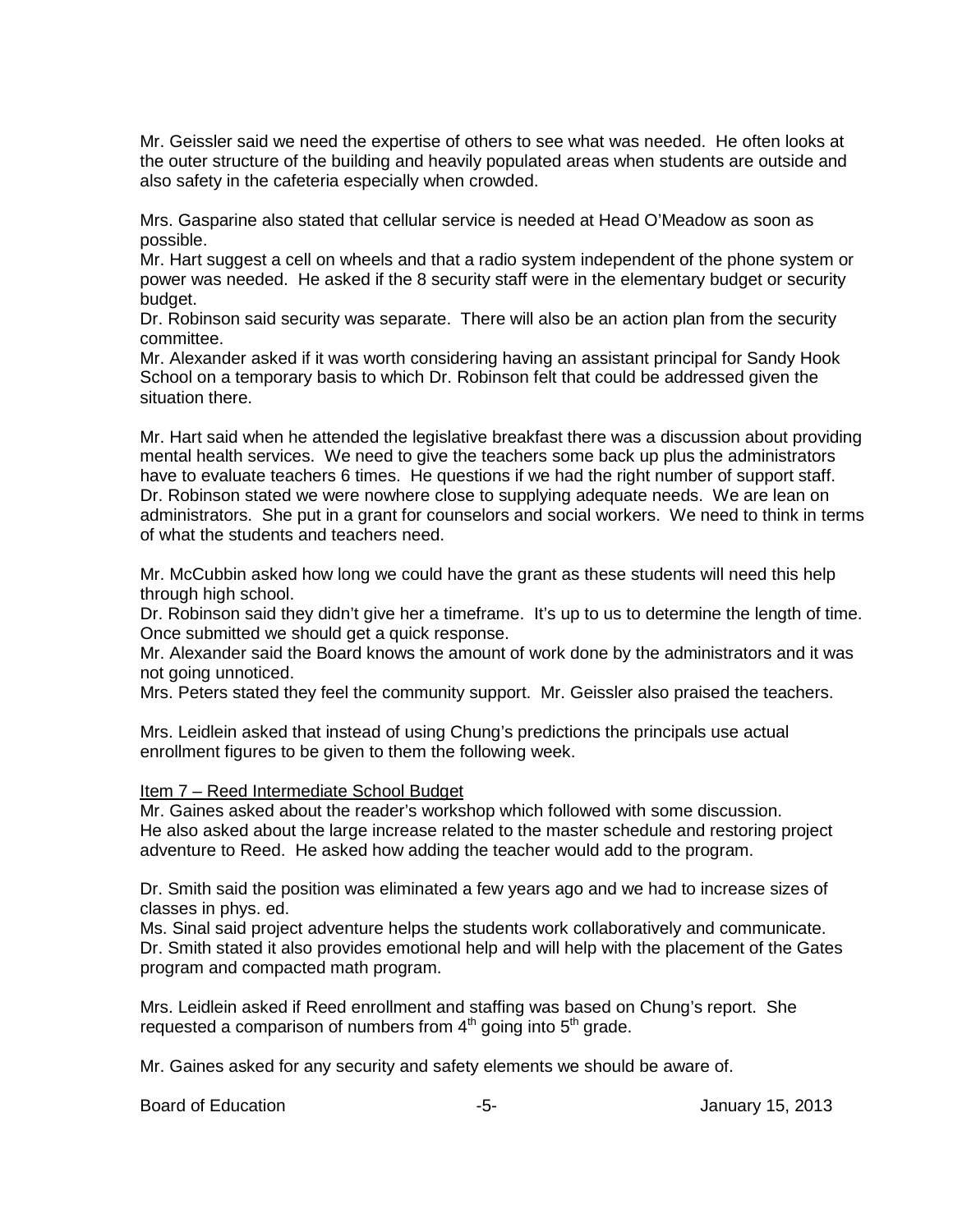Mr. Geissler said we need the expertise of others to see what was needed. He often looks at the outer structure of the building and heavily populated areas when students are outside and also safety in the cafeteria especially when crowded.

Mrs. Gasparine also stated that cellular service is needed at Head O'Meadow as soon as possible.

Mr. Hart suggest a cell on wheels and that a radio system independent of the phone system or power was needed. He asked if the 8 security staff were in the elementary budget or security budget.

Dr. Robinson said security was separate. There will also be an action plan from the security committee.

Mr. Alexander asked if it was worth considering having an assistant principal for Sandy Hook School on a temporary basis to which Dr. Robinson felt that could be addressed given the situation there.

Mr. Hart said when he attended the legislative breakfast there was a discussion about providing mental health services. We need to give the teachers some back up plus the administrators have to evaluate teachers 6 times. He questions if we had the right number of support staff. Dr. Robinson stated we were nowhere close to supplying adequate needs. We are lean on administrators. She put in a grant for counselors and social workers. We need to think in terms of what the students and teachers need.

Mr. McCubbin asked how long we could have the grant as these students will need this help through high school.

Dr. Robinson said they didn't give her a timeframe. It's up to us to determine the length of time. Once submitted we should get a quick response.

Mr. Alexander said the Board knows the amount of work done by the administrators and it was not going unnoticed.

Mrs. Peters stated they feel the community support. Mr. Geissler also praised the teachers.

Mrs. Leidlein asked that instead of using Chung's predictions the principals use actual enrollment figures to be given to them the following week.

<u>Item 7 – Reed Intermediate School Budget</u>

Mr. Gaines asked about the reader's workshop which followed with some discussion. He also asked about the large increase related to the master schedule and restoring project adventure to Reed. He asked how adding the teacher would add to the program.

Dr. Smith said the position was eliminated a few years ago and we had to increase sizes of classes in phys. ed.

Ms. Sinal said project adventure helps the students work collaboratively and communicate. Dr. Smith stated it also provides emotional help and will help with the placement of the Gates program and compacted math program.

Mrs. Leidlein asked if Reed enrollment and staffing was based on Chung's report. She requested a comparison of numbers from 4th going into 5th grade.

Mr. Gaines asked for any security and safety elements we should be aware of.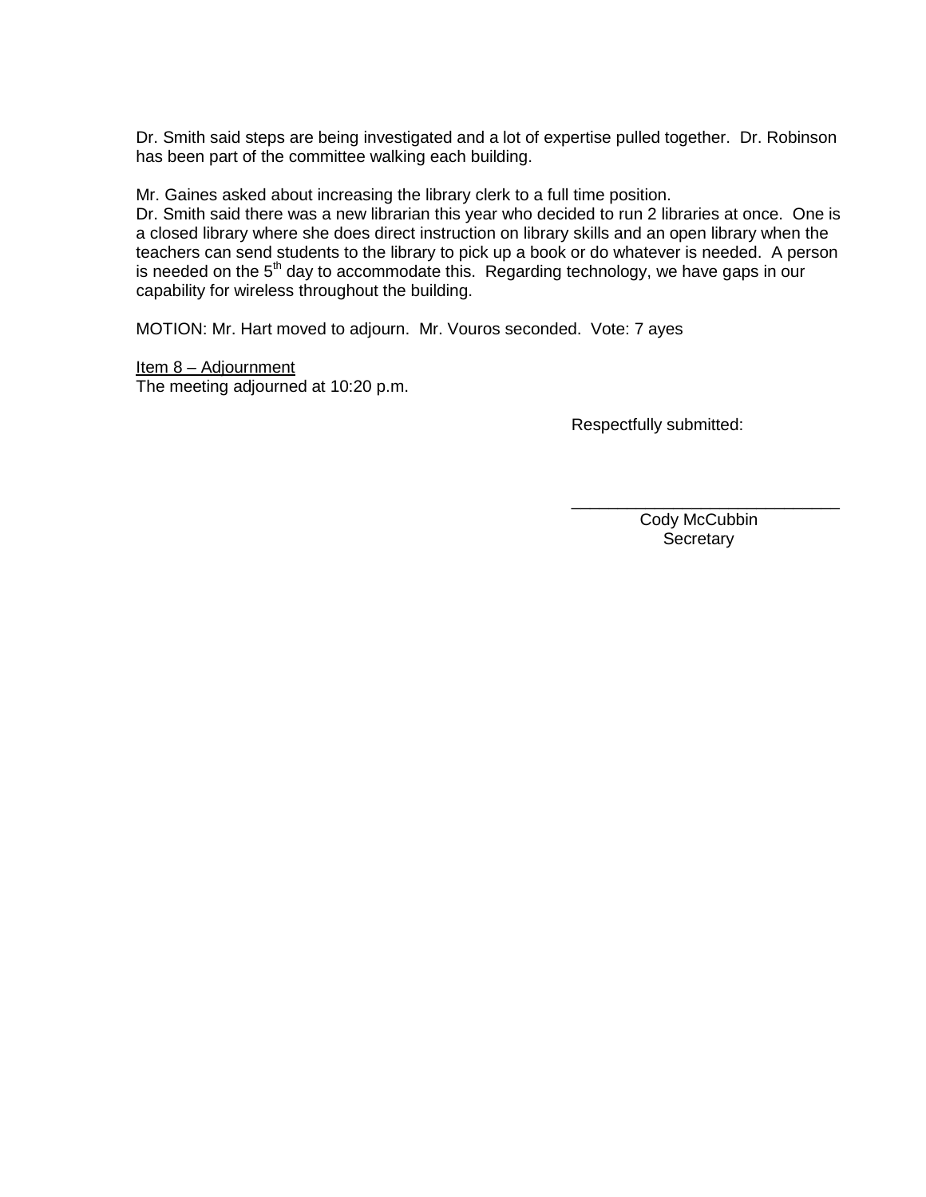Dr. Smith said steps are being investigated and a lot of expertise pulled together. Dr. Robinson has been part of the committee walking each building.

Mr. Gaines asked about increasing the library clerk to a full time position.
Dr. Smith said there was a new librarian this year who decided to run 2 libraries at once. One is a closed library where she does direct instruction on library skills and an open library when the teachers can send students to the library to pick up a book or do whatever is needed. A person is needed on the 5th day to accommodate this. Regarding technology, we have gaps in our capability for wireless throughout the building.

MOTION: Mr. Hart moved to adjourn. Mr. Vouros seconded. Vote: 7 ayes

<u>Item 8 – Adjournment</u>
The meeting adjourned at 10:20 p.m.

Respectfully submitted:

\_\_\_\_\_\_\_\_\_\_\_\_\_\_\_\_\_\_\_\_\_\_\_\_\_\_\_\_\_\_
Cody McCubbin
Secretary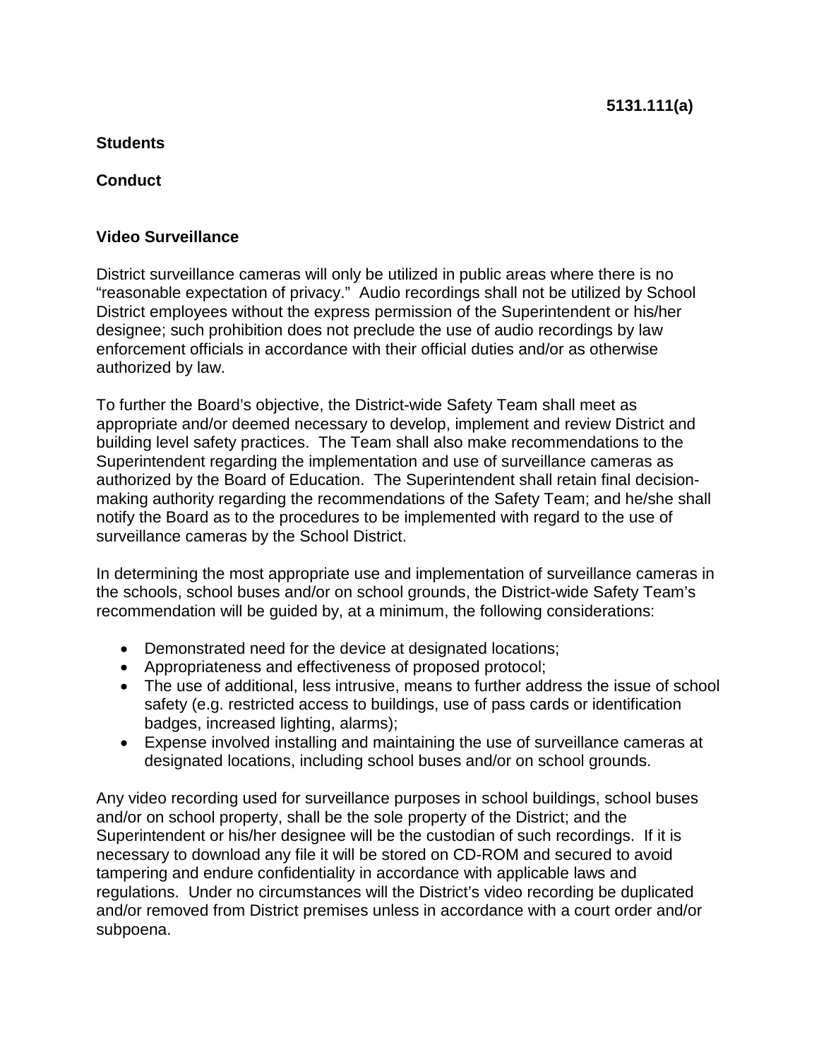**5131.111(a)**

**Students**

**Conduct**

### Video Surveillance

District surveillance cameras will only be utilized in public areas where there is no "reasonable expectation of privacy." Audio recordings shall not be utilized by School District employees without the express permission of the Superintendent or his/her designee; such prohibition does not preclude the use of audio recordings by law enforcement officials in accordance with their official duties and/or as otherwise authorized by law.

To further the Board's objective, the District-wide Safety Team shall meet as appropriate and/or deemed necessary to develop, implement and review District and building level safety practices. The Team shall also make recommendations to the Superintendent regarding the implementation and use of surveillance cameras as authorized by the Board of Education. The Superintendent shall retain final decision-making authority regarding the recommendations of the Safety Team; and he/she shall notify the Board as to the procedures to be implemented with regard to the use of surveillance cameras by the School District.

In determining the most appropriate use and implementation of surveillance cameras in the schools, school buses and/or on school grounds, the District-wide Safety Team's recommendation will be guided by, at a minimum, the following considerations:

- Demonstrated need for the device at designated locations;
- Appropriateness and effectiveness of proposed protocol;
- The use of additional, less intrusive, means to further address the issue of school safety (e.g. restricted access to buildings, use of pass cards or identification badges, increased lighting, alarms);
- Expense involved installing and maintaining the use of surveillance cameras at designated locations, including school buses and/or on school grounds.

Any video recording used for surveillance purposes in school buildings, school buses and/or on school property, shall be the sole property of the District; and the Superintendent or his/her designee will be the custodian of such recordings. If it is necessary to download any file it will be stored on CD-ROM and secured to avoid tampering and endure confidentiality in accordance with applicable laws and regulations. Under no circumstances will the District's video recording be duplicated and/or removed from District premises unless in accordance with a court order and/or subpoena.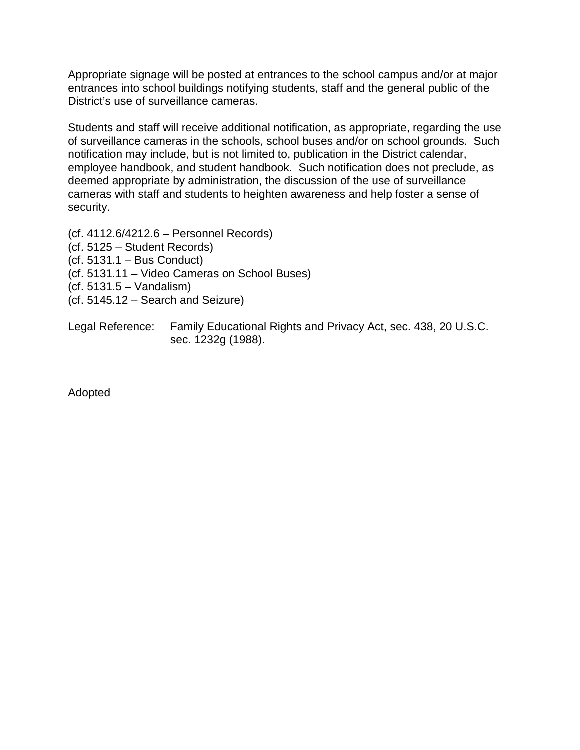Appropriate signage will be posted at entrances to the school campus and/or at major entrances into school buildings notifying students, staff and the general public of the District's use of surveillance cameras.

Students and staff will receive additional notification, as appropriate, regarding the use of surveillance cameras in the schools, school buses and/or on school grounds. Such notification may include, but is not limited to, publication in the District calendar, employee handbook, and student handbook. Such notification does not preclude, as deemed appropriate by administration, the discussion of the use of surveillance cameras with staff and students to heighten awareness and help foster a sense of security.

(cf. 4112.6/4212.6 – Personnel Records)
(cf. 5125 – Student Records)
(cf. 5131.1 – Bus Conduct)
(cf. 5131.11 – Video Cameras on School Buses)
(cf. 5131.5 – Vandalism)
(cf. 5145.12 – Search and Seizure)

Legal Reference: Family Educational Rights and Privacy Act, sec. 438, 20 U.S.C. sec. 1232g (1988).

Adopted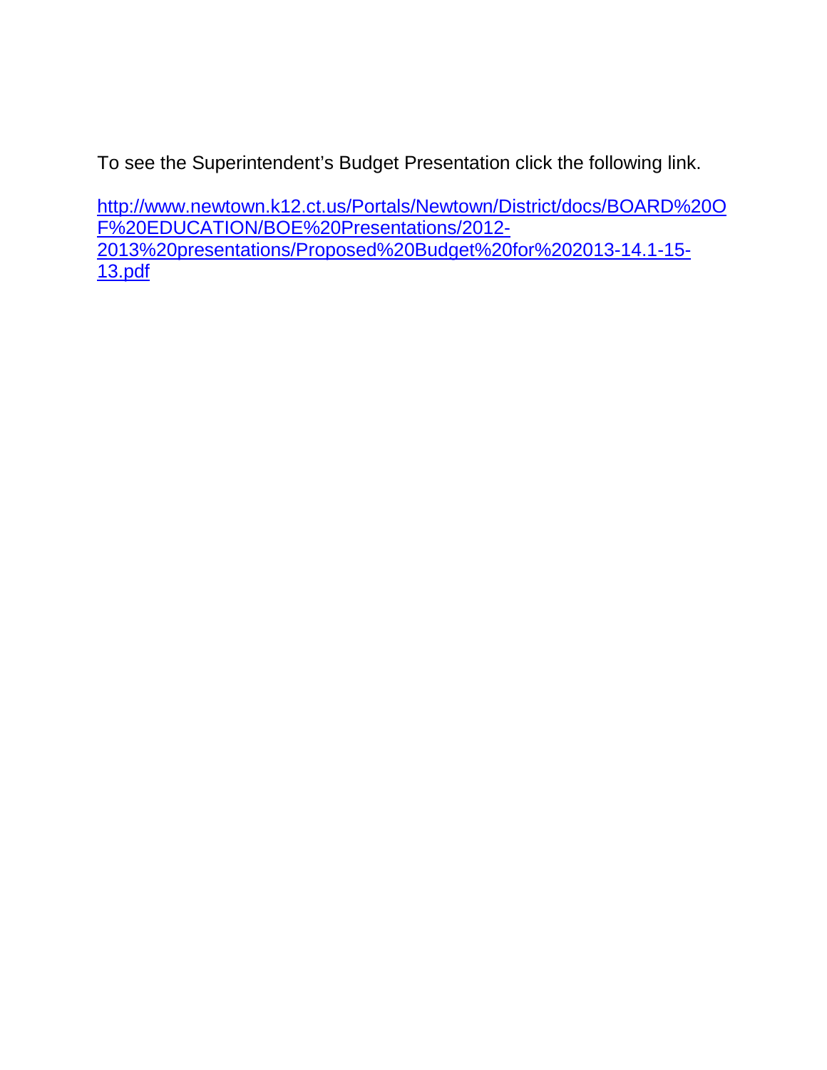To see the Superintendent's Budget Presentation click the following link.

http://www.newtown.k12.ct.us/Portals/Newtown/District/docs/BOARD%20OF%20EDUCATION/BOE%20Presentations/2012-2013%20presentations/Proposed%20Budget%20for%202013-14.1-15-13.pdf